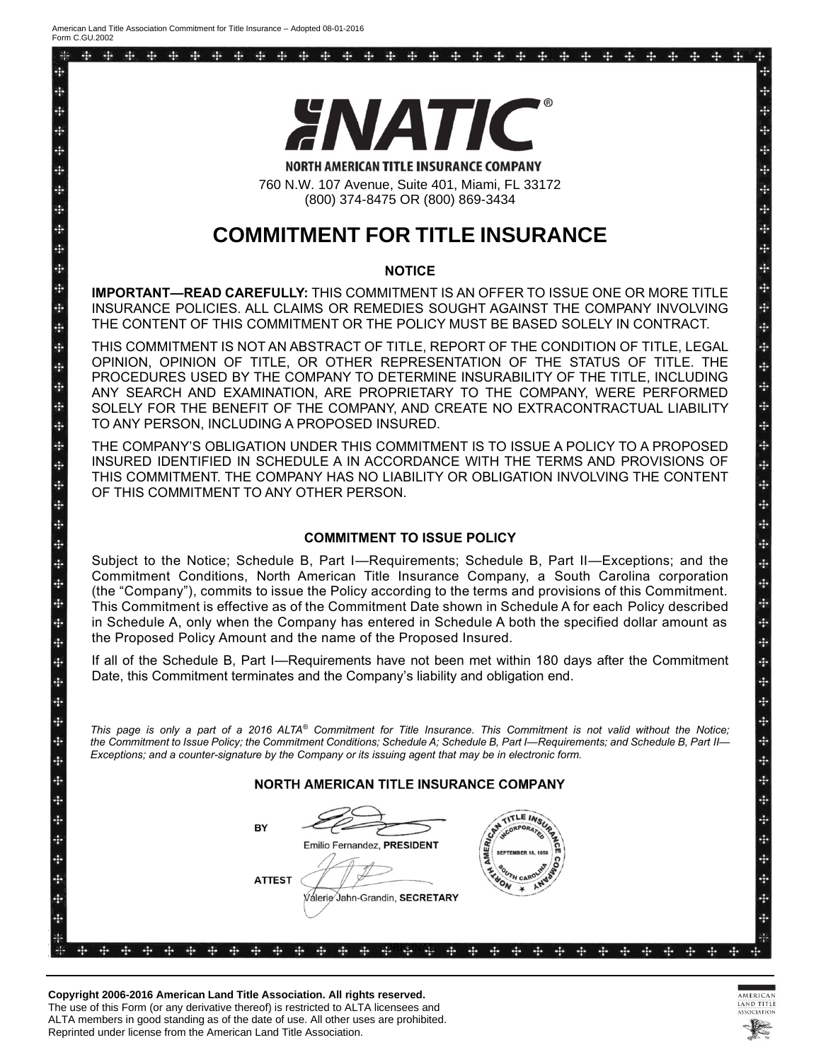American Land Title Association Commitment for Title Insurance – Adopted 08-01-2016
Form C.GU.2002

# NATIC®

**NORTH AMERICAN TITLE INSURANCE COMPANY**

760 N.W. 107 Avenue, Suite 401, Miami, FL 33172
(800) 374-8475 OR (800) 869-3434

# COMMITMENT FOR TITLE INSURANCE

### NOTICE

**IMPORTANT—READ CAREFULLY:** THIS COMMITMENT IS AN OFFER TO ISSUE ONE OR MORE TITLE INSURANCE POLICIES. ALL CLAIMS OR REMEDIES SOUGHT AGAINST THE COMPANY INVOLVING THE CONTENT OF THIS COMMITMENT OR THE POLICY MUST BE BASED SOLELY IN CONTRACT.

THIS COMMITMENT IS NOT AN ABSTRACT OF TITLE, REPORT OF THE CONDITION OF TITLE, LEGAL OPINION, OPINION OF TITLE, OR OTHER REPRESENTATION OF THE STATUS OF TITLE. THE PROCEDURES USED BY THE COMPANY TO DETERMINE INSURABILITY OF THE TITLE, INCLUDING ANY SEARCH AND EXAMINATION, ARE PROPRIETARY TO THE COMPANY, WERE PERFORMED SOLELY FOR THE BENEFIT OF THE COMPANY, AND CREATE NO EXTRACONTRACTUAL LIABILITY TO ANY PERSON, INCLUDING A PROPOSED INSURED.

THE COMPANY'S OBLIGATION UNDER THIS COMMITMENT IS TO ISSUE A POLICY TO A PROPOSED INSURED IDENTIFIED IN SCHEDULE A IN ACCORDANCE WITH THE TERMS AND PROVISIONS OF THIS COMMITMENT. THE COMPANY HAS NO LIABILITY OR OBLIGATION INVOLVING THE CONTENT OF THIS COMMITMENT TO ANY OTHER PERSON.

### COMMITMENT TO ISSUE POLICY

Subject to the Notice; Schedule B, Part I—Requirements; Schedule B, Part II—Exceptions; and the Commitment Conditions, North American Title Insurance Company, a South Carolina corporation (the "Company"), commits to issue the Policy according to the terms and provisions of this Commitment. This Commitment is effective as of the Commitment Date shown in Schedule A for each Policy described in Schedule A, only when the Company has entered in Schedule A both the specified dollar amount as the Proposed Policy Amount and the name of the Proposed Insured.

If all of the Schedule B, Part I—Requirements have not been met within 180 days after the Commitment Date, this Commitment terminates and the Company's liability and obligation end.

*This page is only a part of a 2016 ALTA® Commitment for Title Insurance. This Commitment is not valid without the Notice; the Commitment to Issue Policy; the Commitment Conditions; Schedule A; Schedule B, Part I—Requirements; and Schedule B, Part II—Exceptions; and a counter-signature by the Company or its issuing agent that may be in electronic form.*

**NORTH AMERICAN TITLE INSURANCE COMPANY**

BY
Emilio Fernandez, **PRESIDENT**

ATTEST
Valerie Jahn-Grandin, **SECRETARY**

NORTH AMERICAN TITLE INSURANCE COMPANY — INCORPORATED SEPTEMBER 18, 1958 — SOUTH CAROLINA

**Copyright 2006-2016 American Land Title Association. All rights reserved.**
The use of this Form (or any derivative thereof) is restricted to ALTA licensees and ALTA members in good standing as of the date of use. All other uses are prohibited. Reprinted under license from the American Land Title Association.

AMERICAN LAND TITLE ASSOCIATION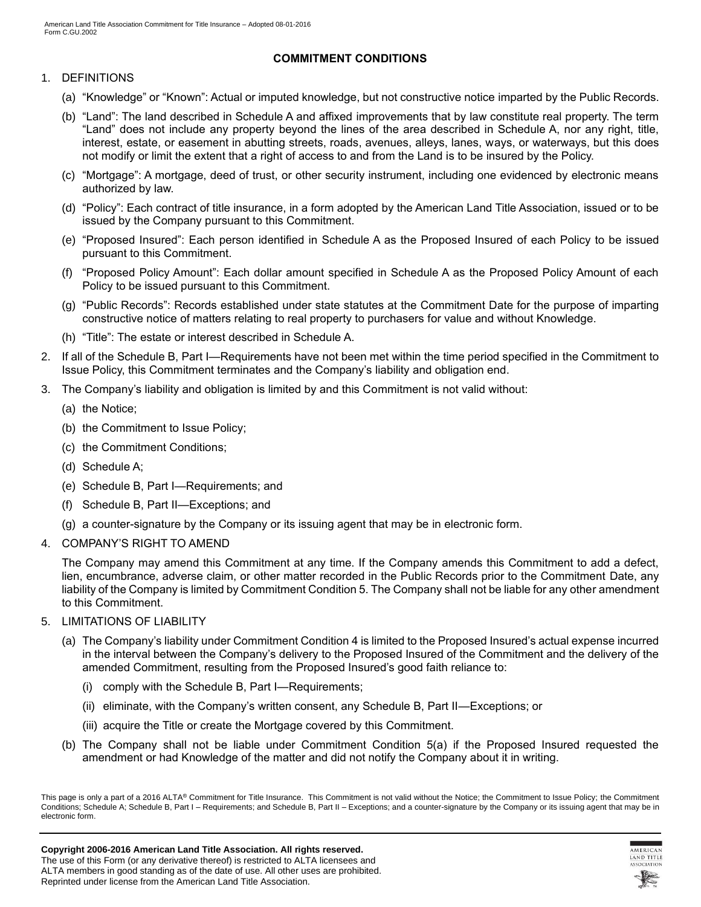## COMMITMENT CONDITIONS

1. DEFINITIONS
   (a) "Knowledge" or "Known": Actual or imputed knowledge, but not constructive notice imparted by the Public Records.
   (b) "Land": The land described in Schedule A and affixed improvements that by law constitute real property. The term "Land" does not include any property beyond the lines of the area described in Schedule A, nor any right, title, interest, estate, or easement in abutting streets, roads, avenues, alleys, lanes, ways, or waterways, but this does not modify or limit the extent that a right of access to and from the Land is to be insured by the Policy.
   (c) "Mortgage": A mortgage, deed of trust, or other security instrument, including one evidenced by electronic means authorized by law.
   (d) "Policy": Each contract of title insurance, in a form adopted by the American Land Title Association, issued or to be issued by the Company pursuant to this Commitment.
   (e) "Proposed Insured": Each person identified in Schedule A as the Proposed Insured of each Policy to be issued pursuant to this Commitment.
   (f) "Proposed Policy Amount": Each dollar amount specified in Schedule A as the Proposed Policy Amount of each Policy to be issued pursuant to this Commitment.
   (g) "Public Records": Records established under state statutes at the Commitment Date for the purpose of imparting constructive notice of matters relating to real property to purchasers for value and without Knowledge.
   (h) "Title": The estate or interest described in Schedule A.
2. If all of the Schedule B, Part I—Requirements have not been met within the time period specified in the Commitment to Issue Policy, this Commitment terminates and the Company's liability and obligation end.
3. The Company's liability and obligation is limited by and this Commitment is not valid without:
   (a) the Notice;
   (b) the Commitment to Issue Policy;
   (c) the Commitment Conditions;
   (d) Schedule A;
   (e) Schedule B, Part I—Requirements; and
   (f) Schedule B, Part II—Exceptions; and
   (g) a counter-signature by the Company or its issuing agent that may be in electronic form.
4. COMPANY'S RIGHT TO AMEND

   The Company may amend this Commitment at any time. If the Company amends this Commitment to add a defect, lien, encumbrance, adverse claim, or other matter recorded in the Public Records prior to the Commitment Date, any liability of the Company is limited by Commitment Condition 5. The Company shall not be liable for any other amendment to this Commitment.
5. LIMITATIONS OF LIABILITY
   (a) The Company's liability under Commitment Condition 4 is limited to the Proposed Insured's actual expense incurred in the interval between the Company's delivery to the Proposed Insured of the Commitment and the delivery of the amended Commitment, resulting from the Proposed Insured's good faith reliance to:
      (i) comply with the Schedule B, Part I—Requirements;
      (ii) eliminate, with the Company's written consent, any Schedule B, Part II—Exceptions; or
      (iii) acquire the Title or create the Mortgage covered by this Commitment.
   (b) The Company shall not be liable under Commitment Condition 5(a) if the Proposed Insured requested the amendment or had Knowledge of the matter and did not notify the Company about it in writing.

This page is only a part of a 2016 ALTA® Commitment for Title Insurance. This Commitment is not valid without the Notice; the Commitment to Issue Policy; the Commitment Conditions; Schedule A; Schedule B, Part I – Requirements; and Schedule B, Part II – Exceptions; and a counter-signature by the Company or its issuing agent that may be in electronic form.

**Copyright 2006-2016 American Land Title Association. All rights reserved.**
The use of this Form (or any derivative thereof) is restricted to ALTA licensees and ALTA members in good standing as of the date of use. All other uses are prohibited. Reprinted under license from the American Land Title Association.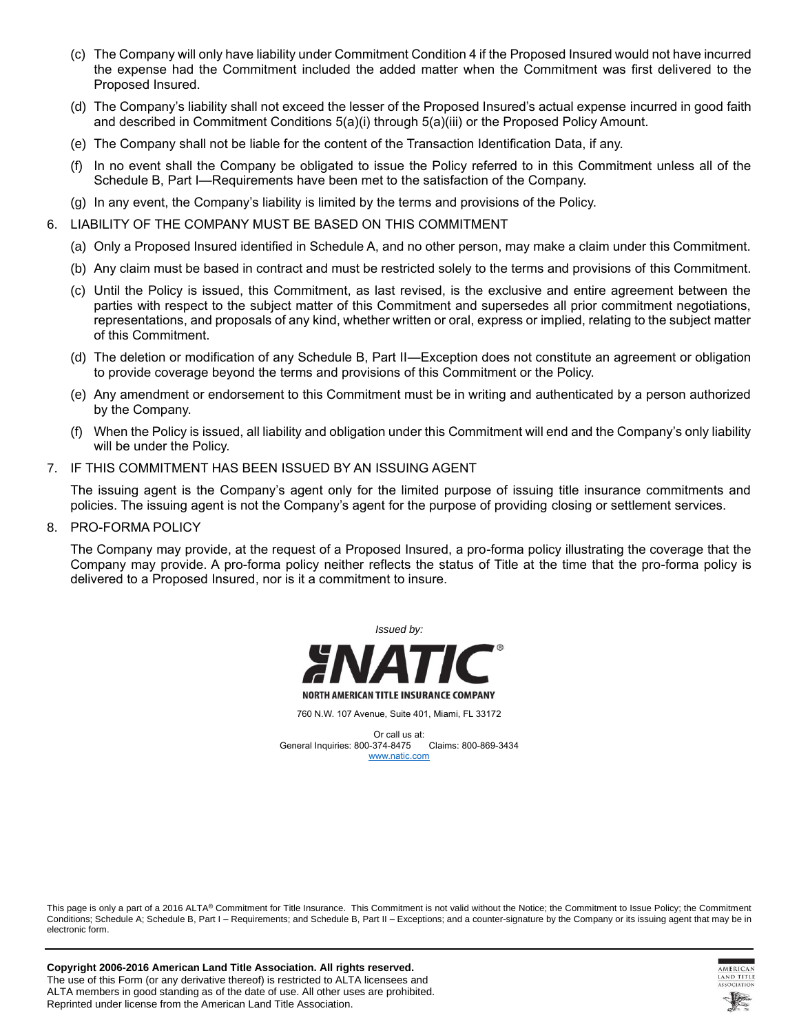(c) The Company will only have liability under Commitment Condition 4 if the Proposed Insured would not have incurred the expense had the Commitment included the added matter when the Commitment was first delivered to the Proposed Insured.

(d) The Company's liability shall not exceed the lesser of the Proposed Insured's actual expense incurred in good faith and described in Commitment Conditions 5(a)(i) through 5(a)(iii) or the Proposed Policy Amount.

(e) The Company shall not be liable for the content of the Transaction Identification Data, if any.

(f) In no event shall the Company be obligated to issue the Policy referred to in this Commitment unless all of the Schedule B, Part I—Requirements have been met to the satisfaction of the Company.

(g) In any event, the Company's liability is limited by the terms and provisions of the Policy.

6. LIABILITY OF THE COMPANY MUST BE BASED ON THIS COMMITMENT

(a) Only a Proposed Insured identified in Schedule A, and no other person, may make a claim under this Commitment.

(b) Any claim must be based in contract and must be restricted solely to the terms and provisions of this Commitment.

(c) Until the Policy is issued, this Commitment, as last revised, is the exclusive and entire agreement between the parties with respect to the subject matter of this Commitment and supersedes all prior commitment negotiations, representations, and proposals of any kind, whether written or oral, express or implied, relating to the subject matter of this Commitment.

(d) The deletion or modification of any Schedule B, Part II—Exception does not constitute an agreement or obligation to provide coverage beyond the terms and provisions of this Commitment or the Policy.

(e) Any amendment or endorsement to this Commitment must be in writing and authenticated by a person authorized by the Company.

(f) When the Policy is issued, all liability and obligation under this Commitment will end and the Company's only liability will be under the Policy.

7. IF THIS COMMITMENT HAS BEEN ISSUED BY AN ISSUING AGENT

The issuing agent is the Company's agent only for the limited purpose of issuing title insurance commitments and policies. The issuing agent is not the Company's agent for the purpose of providing closing or settlement services.

8. PRO-FORMA POLICY

The Company may provide, at the request of a Proposed Insured, a pro-forma policy illustrating the coverage that the Company may provide. A pro-forma policy neither reflects the status of Title at the time that the pro-forma policy is delivered to a Proposed Insured, nor is it a commitment to insure.

*Issued by:*

NATIC®

NORTH AMERICAN TITLE INSURANCE COMPANY

760 N.W. 107 Avenue, Suite 401, Miami, FL 33172

Or call us at:
General Inquiries: 800-374-8475 Claims: 800-869-3434
www.natic.com

This page is only a part of a 2016 ALTA® Commitment for Title Insurance. This Commitment is not valid without the Notice; the Commitment to Issue Policy; the Commitment Conditions; Schedule A; Schedule B, Part I – Requirements; and Schedule B, Part II – Exceptions; and a counter-signature by the Company or its issuing agent that may be in electronic form.

**Copyright 2006-2016 American Land Title Association. All rights reserved.**
The use of this Form (or any derivative thereof) is restricted to ALTA licensees and ALTA members in good standing as of the date of use. All other uses are prohibited. Reprinted under license from the American Land Title Association.